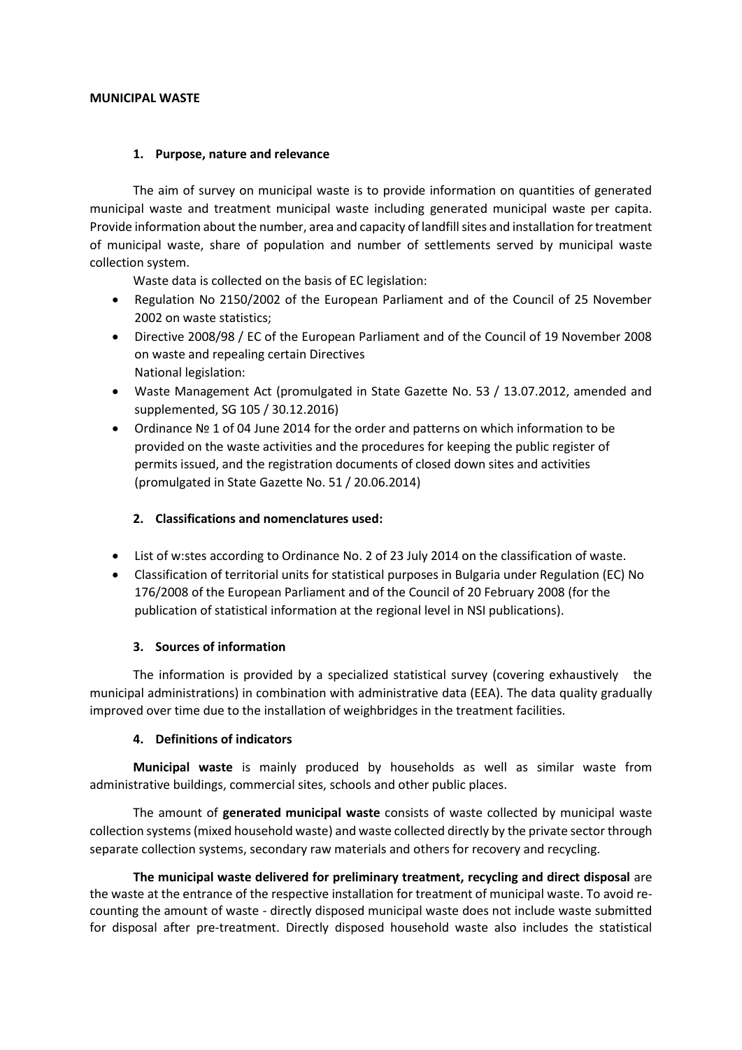**MUNICIPAL WASTE**

## 1. Purpose, nature and relevance

The aim of survey on municipal waste is to provide information on quantities of generated municipal waste and treatment municipal waste including generated municipal waste per capita. Provide information about the number, area and capacity of landfill sites and installation for treatment of municipal waste, share of population and number of settlements served by municipal waste collection system.

Waste data is collected on the basis of EC legislation:

- Regulation No 2150/2002 of the European Parliament and of the Council of 25 November 2002 on waste statistics;
- Directive 2008/98 / EC of the European Parliament and of the Council of 19 November 2008 on waste and repealing certain Directives
  National legislation:
- Waste Management Act (promulgated in State Gazette No. 53 / 13.07.2012, amended and supplemented, SG 105 / 30.12.2016)
- Ordinance № 1 of 04 June 2014 for the order and patterns on which information to be provided on the waste activities and the procedures for keeping the public register of permits issued, and the registration documents of closed down sites and activities (promulgated in State Gazette No. 51 / 20.06.2014)

## 2. Classifications and nomenclatures used:

- List of w:stes according to Ordinance No. 2 of 23 July 2014 on the classification of waste.
- Classification of territorial units for statistical purposes in Bulgaria under Regulation (EC) No 176/2008 of the European Parliament and of the Council of 20 February 2008 (for the publication of statistical information at the regional level in NSI publications).

## 3. Sources of information

The information is provided by a specialized statistical survey (covering exhaustively the municipal administrations) in combination with administrative data (EEA). The data quality gradually improved over time due to the installation of weighbridges in the treatment facilities.

## 4. Definitions of indicators

**Municipal waste** is mainly produced by households as well as similar waste from administrative buildings, commercial sites, schools and other public places.

The amount of **generated municipal waste** consists of waste collected by municipal waste collection systems (mixed household waste) and waste collected directly by the private sector through separate collection systems, secondary raw materials and others for recovery and recycling.

**The municipal waste delivered for preliminary treatment, recycling and direct disposal** are the waste at the entrance of the respective installation for treatment of municipal waste. To avoid re-counting the amount of waste - directly disposed municipal waste does not include waste submitted for disposal after pre-treatment. Directly disposed household waste also includes the statistical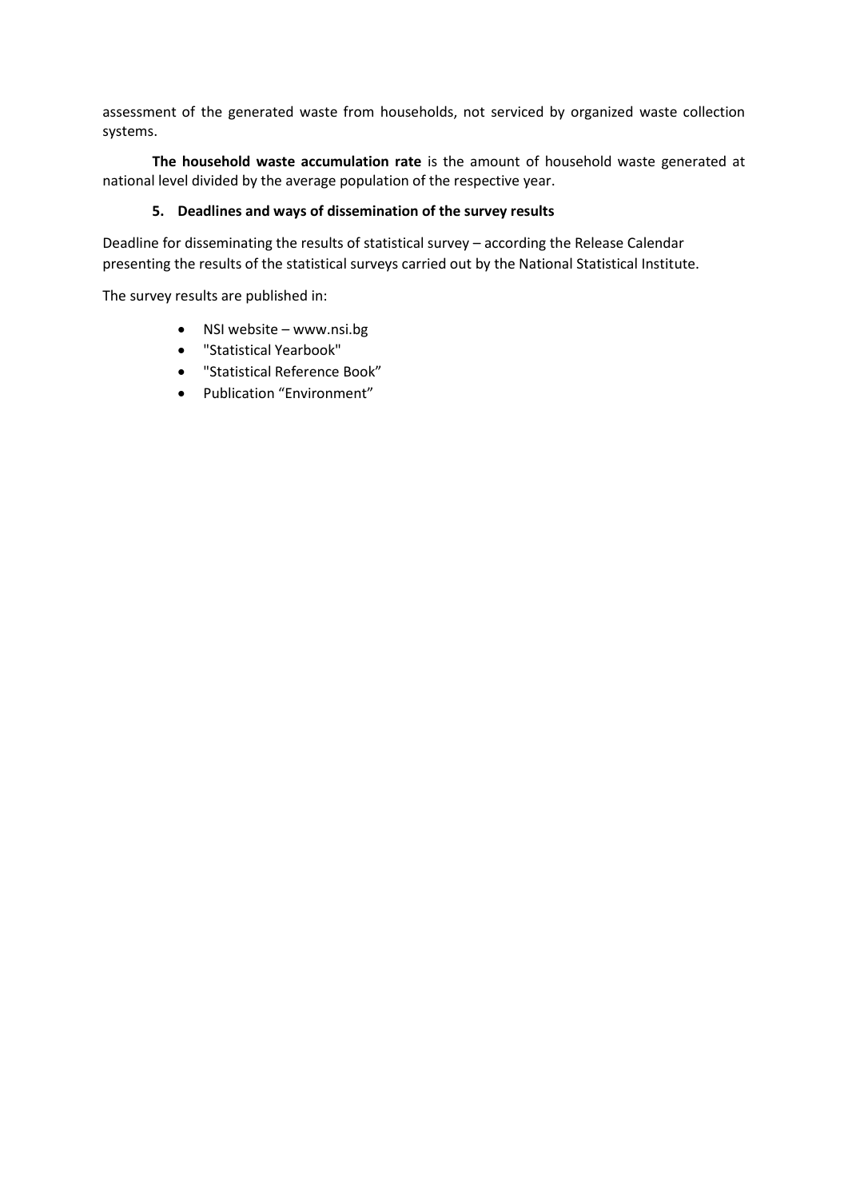assessment of the generated waste from households, not serviced by organized waste collection systems.

**The household waste accumulation rate** is the amount of household waste generated at national level divided by the average population of the respective year.

## 5. Deadlines and ways of dissemination of the survey results

Deadline for disseminating the results of statistical survey – according the Release Calendar presenting the results of the statistical surveys carried out by the National Statistical Institute.

The survey results are published in:

- NSI website – www.nsi.bg
- "Statistical Yearbook"
- "Statistical Reference Book"
- Publication "Environment"